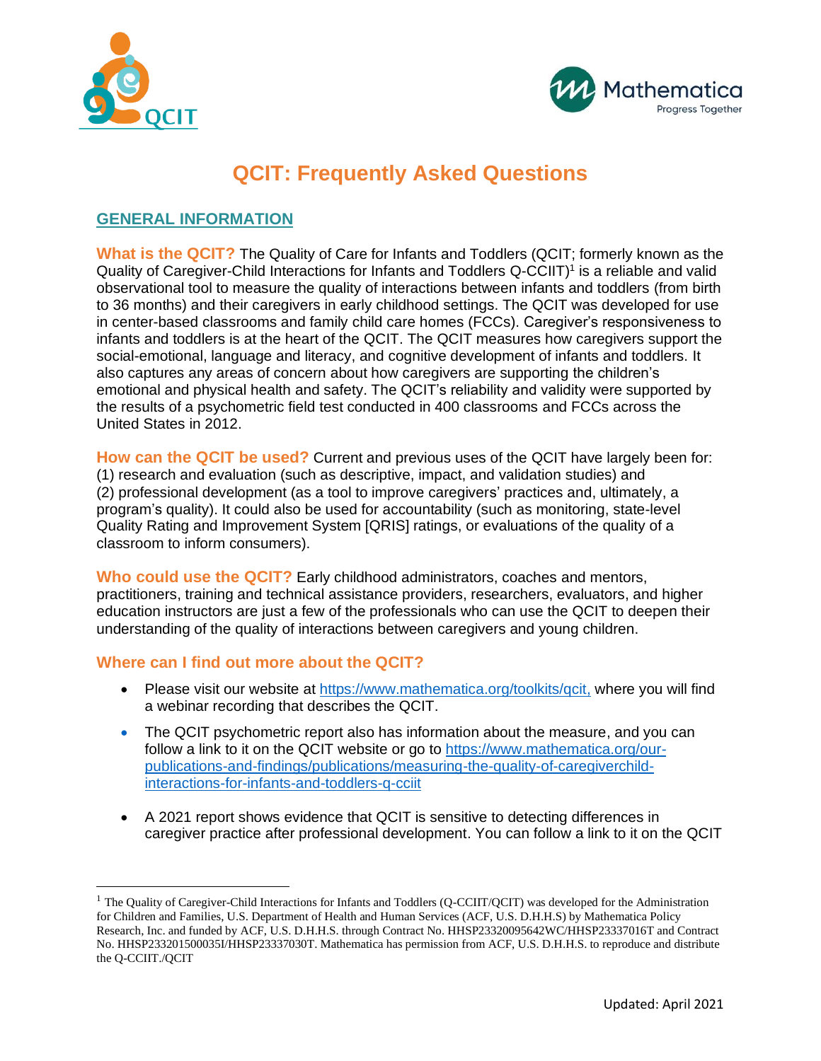# QCIT: Frequently Asked Questions

## GENERAL INFORMATION

**What is the QCIT?** The Quality of Care for Infants and Toddlers (QCIT; formerly known as the Quality of Caregiver-Child Interactions for Infants and Toddlers Q-CCIIT)[1] is a reliable and valid observational tool to measure the quality of interactions between infants and toddlers (from birth to 36 months) and their caregivers in early childhood settings. The QCIT was developed for use in center-based classrooms and family child care homes (FCCs). Caregiver's responsiveness to infants and toddlers is at the heart of the QCIT. The QCIT measures how caregivers support the social-emotional, language and literacy, and cognitive development of infants and toddlers. It also captures any areas of concern about how caregivers are supporting the children's emotional and physical health and safety. The QCIT's reliability and validity were supported by the results of a psychometric field test conducted in 400 classrooms and FCCs across the United States in 2012.

**How can the QCIT be used?** Current and previous uses of the QCIT have largely been for: (1) research and evaluation (such as descriptive, impact, and validation studies) and (2) professional development (as a tool to improve caregivers' practices and, ultimately, a program's quality). It could also be used for accountability (such as monitoring, state-level Quality Rating and Improvement System [QRIS] ratings, or evaluations of the quality of a classroom to inform consumers).

**Who could use the QCIT?** Early childhood administrators, coaches and mentors, practitioners, training and technical assistance providers, researchers, evaluators, and higher education instructors are just a few of the professionals who can use the QCIT to deepen their understanding of the quality of interactions between caregivers and young children.

### Where can I find out more about the QCIT?

- Please visit our website at https://www.mathematica.org/toolkits/qcit, where you will find a webinar recording that describes the QCIT.
- The QCIT psychometric report also has information about the measure, and you can follow a link to it on the QCIT website or go to https://www.mathematica.org/our-publications-and-findings/publications/measuring-the-quality-of-caregiverchild-interactions-for-infants-and-toddlers-q-cciit
- A 2021 report shows evidence that QCIT is sensitive to detecting differences in caregiver practice after professional development. You can follow a link to it on the QCIT

[1] The Quality of Caregiver-Child Interactions for Infants and Toddlers (Q-CCIIT/QCIT) was developed for the Administration for Children and Families, U.S. Department of Health and Human Services (ACF, U.S. D.H.H.S) by Mathematica Policy Research, Inc. and funded by ACF, U.S. D.H.H.S. through Contract No. HHSP23320095642WC/HHSP23337016T and Contract No. HHSP233201500035I/HHSP23337030T. Mathematica has permission from ACF, U.S. D.H.H.S. to reproduce and distribute the Q-CCIIT./QCIT

Updated: April 2021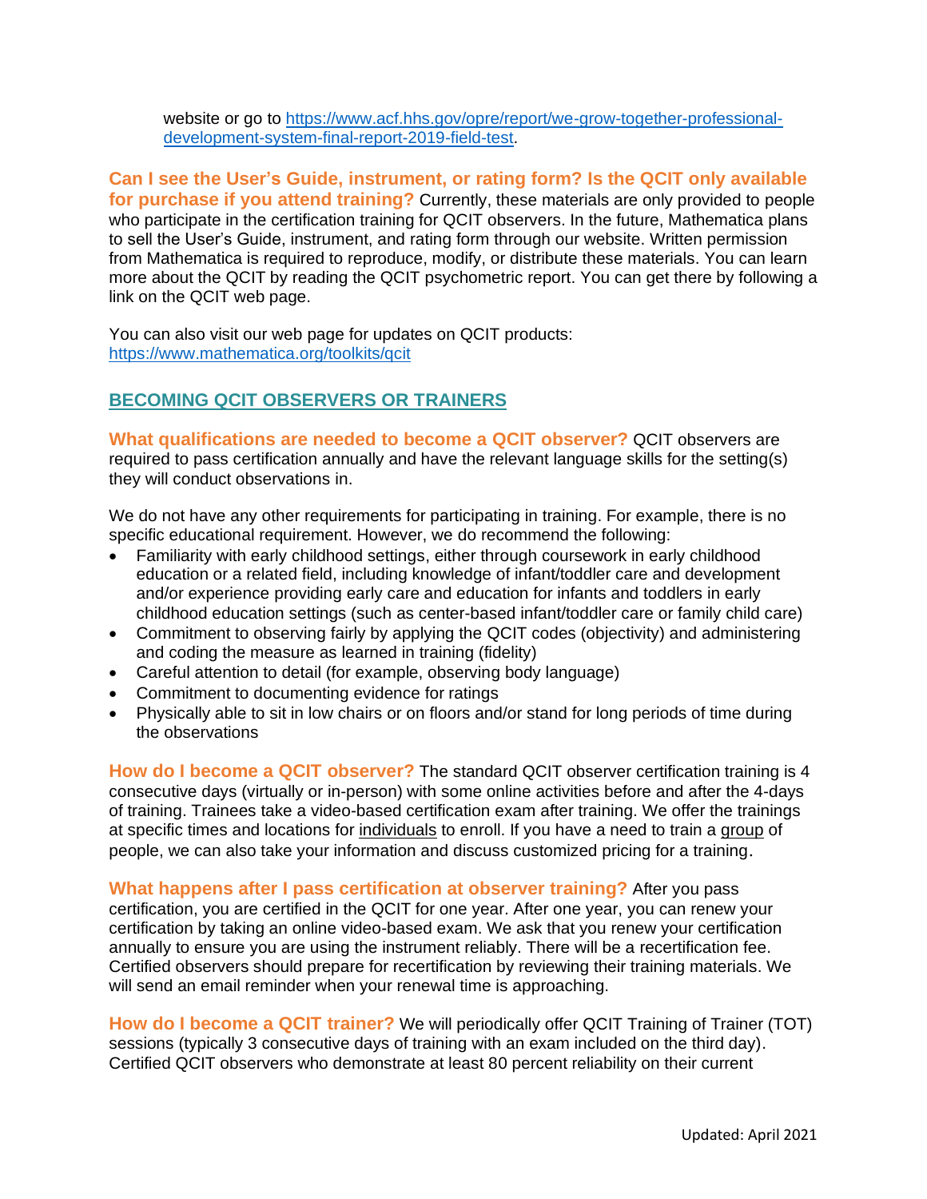website or go to [https://www.acf.hhs.gov/opre/report/we-grow-together-professional-development-system-final-report-2019-field-test](https://www.acf.hhs.gov/opre/report/we-grow-together-professional-development-system-final-report-2019-field-test).

**Can I see the User's Guide, instrument, or rating form? Is the QCIT only available for purchase if you attend training?** Currently, these materials are only provided to people who participate in the certification training for QCIT observers. In the future, Mathematica plans to sell the User's Guide, instrument, and rating form through our website. Written permission from Mathematica is required to reproduce, modify, or distribute these materials. You can learn more about the QCIT by reading the QCIT psychometric report. You can get there by following a link on the QCIT web page.

You can also visit our web page for updates on QCIT products: [https://www.mathematica.org/toolkits/qcit](https://www.mathematica.org/toolkits/qcit)

## BECOMING QCIT OBSERVERS OR TRAINERS

**What qualifications are needed to become a QCIT observer?** QCIT observers are required to pass certification annually and have the relevant language skills for the setting(s) they will conduct observations in.

We do not have any other requirements for participating in training. For example, there is no specific educational requirement. However, we do recommend the following:

- Familiarity with early childhood settings, either through coursework in early childhood education or a related field, including knowledge of infant/toddler care and development and/or experience providing early care and education for infants and toddlers in early childhood education settings (such as center-based infant/toddler care or family child care)
- Commitment to observing fairly by applying the QCIT codes (objectivity) and administering and coding the measure as learned in training (fidelity)
- Careful attention to detail (for example, observing body language)
- Commitment to documenting evidence for ratings
- Physically able to sit in low chairs or on floors and/or stand for long periods of time during the observations

**How do I become a QCIT observer?** The standard QCIT observer certification training is 4 consecutive days (virtually or in-person) with some online activities before and after the 4-days of training. Trainees take a video-based certification exam after training. We offer the trainings at specific times and locations for individuals to enroll. If you have a need to train a group of people, we can also take your information and discuss customized pricing for a training.

**What happens after I pass certification at observer training?** After you pass certification, you are certified in the QCIT for one year. After one year, you can renew your certification by taking an online video-based exam. We ask that you renew your certification annually to ensure you are using the instrument reliably. There will be a recertification fee. Certified observers should prepare for recertification by reviewing their training materials. We will send an email reminder when your renewal time is approaching.

**How do I become a QCIT trainer?** We will periodically offer QCIT Training of Trainer (TOT) sessions (typically 3 consecutive days of training with an exam included on the third day). Certified QCIT observers who demonstrate at least 80 percent reliability on their current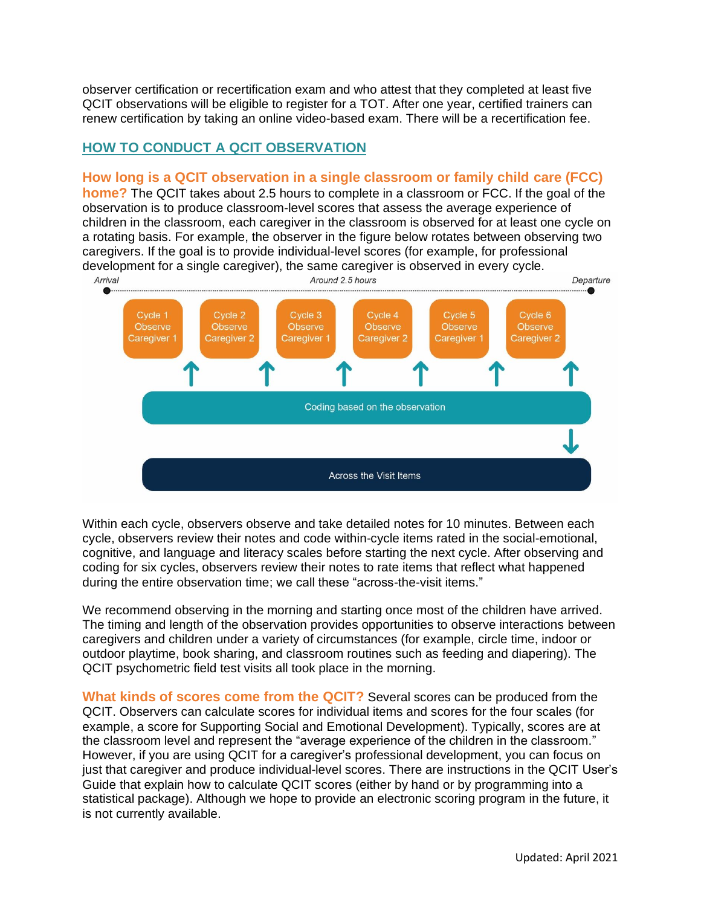observer certification or recertification exam and who attest that they completed at least five QCIT observations will be eligible to register for a TOT. After one year, certified trainers can renew certification by taking an online video-based exam. There will be a recertification fee.

## HOW TO CONDUCT A QCIT OBSERVATION

**How long is a QCIT observation in a single classroom or family child care (FCC) home?** The QCIT takes about 2.5 hours to complete in a classroom or FCC. If the goal of the observation is to produce classroom-level scores that assess the average experience of children in the classroom, each caregiver in the classroom is observed for at least one cycle on a rotating basis. For example, the observer in the figure below rotates between observing two caregivers. If the goal is to provide individual-level scores (for example, for professional development for a single caregiver), the same caregiver is observed in every cycle.

Arrival — Around 2.5 hours — Departure

Cycle 1 Observe Caregiver 1 | Cycle 2 Observe Caregiver 2 | Cycle 3 Observe Caregiver 1 | Cycle 4 Observe Caregiver 2 | Cycle 5 Observe Caregiver 1 | Cycle 6 Observe Caregiver 2

Coding based on the observation

Across the Visit Items

Within each cycle, observers observe and take detailed notes for 10 minutes. Between each cycle, observers review their notes and code within-cycle items rated in the social-emotional, cognitive, and language and literacy scales before starting the next cycle. After observing and coding for six cycles, observers review their notes to rate items that reflect what happened during the entire observation time; we call these "across-the-visit items."

We recommend observing in the morning and starting once most of the children have arrived. The timing and length of the observation provides opportunities to observe interactions between caregivers and children under a variety of circumstances (for example, circle time, indoor or outdoor playtime, book sharing, and classroom routines such as feeding and diapering). The QCIT psychometric field test visits all took place in the morning.

**What kinds of scores come from the QCIT?** Several scores can be produced from the QCIT. Observers can calculate scores for individual items and scores for the four scales (for example, a score for Supporting Social and Emotional Development). Typically, scores are at the classroom level and represent the "average experience of the children in the classroom." However, if you are using QCIT for a caregiver's professional development, you can focus on just that caregiver and produce individual-level scores. There are instructions in the QCIT User's Guide that explain how to calculate QCIT scores (either by hand or by programming into a statistical package). Although we hope to provide an electronic scoring program in the future, it is not currently available.

Updated: April 2021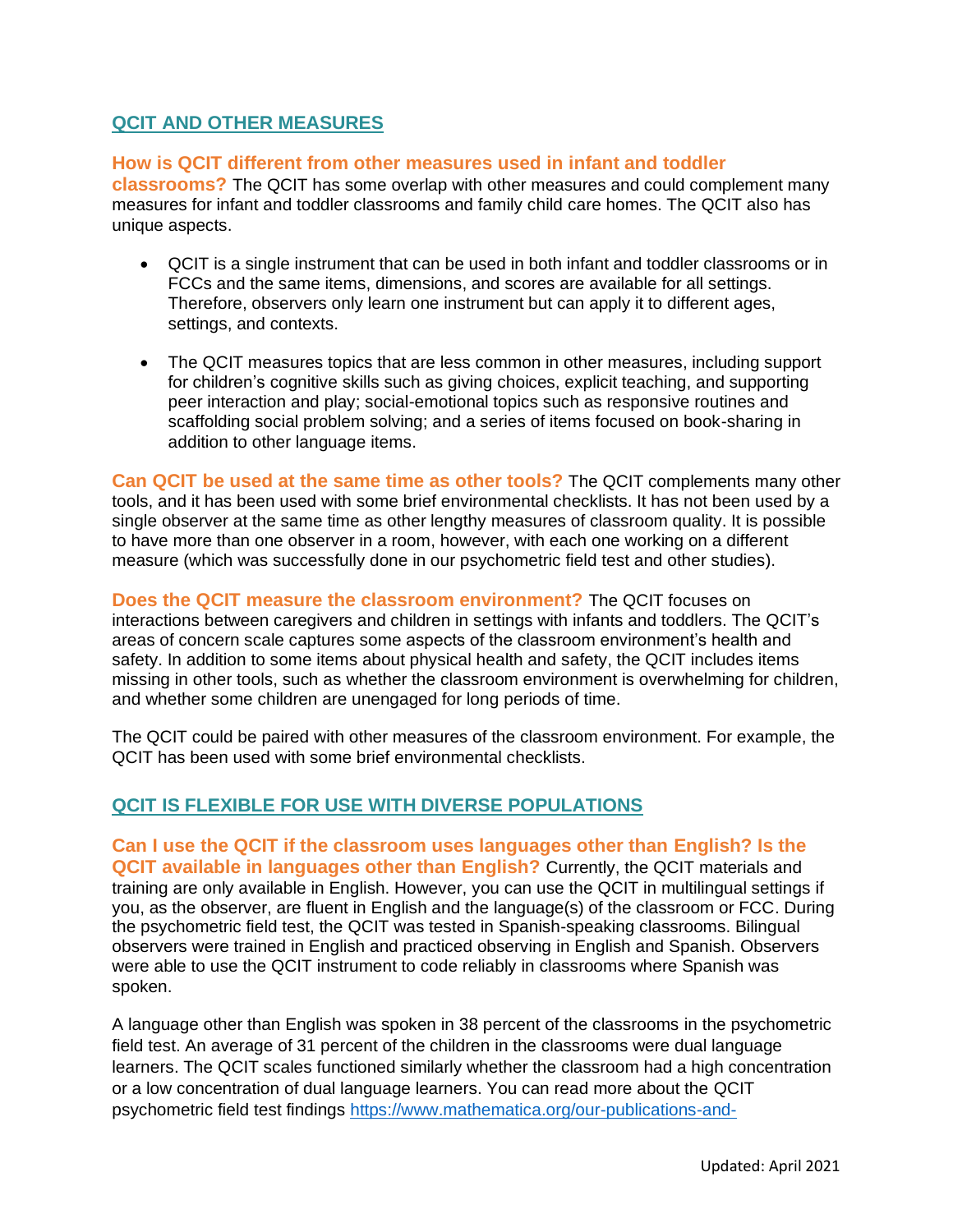## QCIT AND OTHER MEASURES

**How is QCIT different from other measures used in infant and toddler classrooms?** The QCIT has some overlap with other measures and could complement many measures for infant and toddler classrooms and family child care homes. The QCIT also has unique aspects.

- QCIT is a single instrument that can be used in both infant and toddler classrooms or in FCCs and the same items, dimensions, and scores are available for all settings. Therefore, observers only learn one instrument but can apply it to different ages, settings, and contexts.

- The QCIT measures topics that are less common in other measures, including support for children's cognitive skills such as giving choices, explicit teaching, and supporting peer interaction and play; social-emotional topics such as responsive routines and scaffolding social problem solving; and a series of items focused on book-sharing in addition to other language items.

**Can QCIT be used at the same time as other tools?** The QCIT complements many other tools, and it has been used with some brief environmental checklists. It has not been used by a single observer at the same time as other lengthy measures of classroom quality. It is possible to have more than one observer in a room, however, with each one working on a different measure (which was successfully done in our psychometric field test and other studies).

**Does the QCIT measure the classroom environment?** The QCIT focuses on interactions between caregivers and children in settings with infants and toddlers. The QCIT's areas of concern scale captures some aspects of the classroom environment's health and safety. In addition to some items about physical health and safety, the QCIT includes items missing in other tools, such as whether the classroom environment is overwhelming for children, and whether some children are unengaged for long periods of time.

The QCIT could be paired with other measures of the classroom environment. For example, the QCIT has been used with some brief environmental checklists.

## QCIT IS FLEXIBLE FOR USE WITH DIVERSE POPULATIONS

**Can I use the QCIT if the classroom uses languages other than English? Is the QCIT available in languages other than English?** Currently, the QCIT materials and training are only available in English. However, you can use the QCIT in multilingual settings if you, as the observer, are fluent in English and the language(s) of the classroom or FCC. During the psychometric field test, the QCIT was tested in Spanish-speaking classrooms. Bilingual observers were trained in English and practiced observing in English and Spanish. Observers were able to use the QCIT instrument to code reliably in classrooms where Spanish was spoken.

A language other than English was spoken in 38 percent of the classrooms in the psychometric field test. An average of 31 percent of the children in the classrooms were dual language learners. The QCIT scales functioned similarly whether the classroom had a high concentration or a low concentration of dual language learners. You can read more about the QCIT psychometric field test findings https://www.mathematica.org/our-publications-and-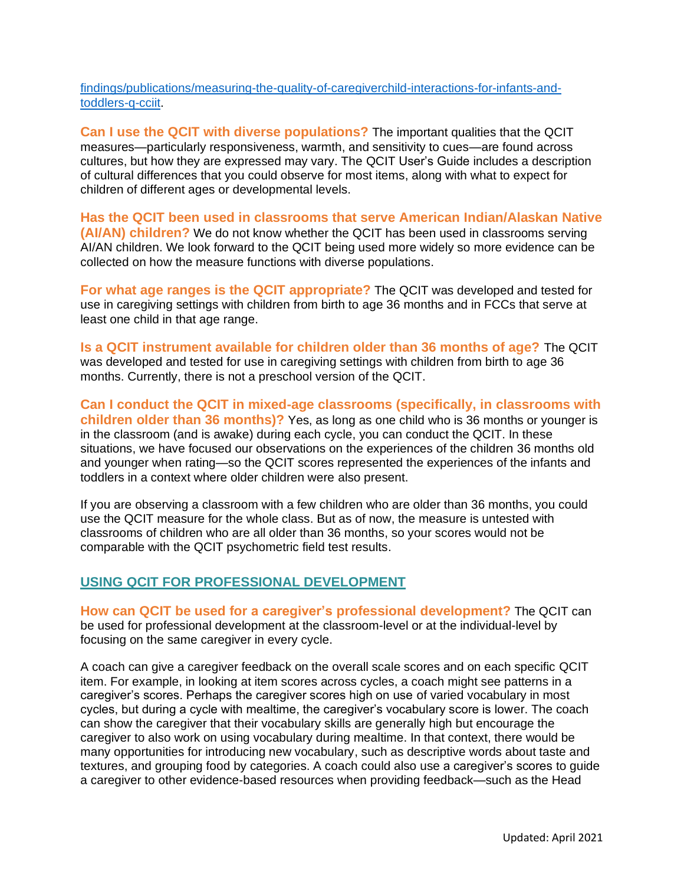[findings/publications/measuring-the-quality-of-caregiverchild-interactions-for-infants-and-toddlers-q-cciit](findings/publications/measuring-the-quality-of-caregiverchild-interactions-for-infants-and-toddlers-q-cciit).

**Can I use the QCIT with diverse populations?** The important qualities that the QCIT measures—particularly responsiveness, warmth, and sensitivity to cues—are found across cultures, but how they are expressed may vary. The QCIT User's Guide includes a description of cultural differences that you could observe for most items, along with what to expect for children of different ages or developmental levels.

**Has the QCIT been used in classrooms that serve American Indian/Alaskan Native (AI/AN) children?** We do not know whether the QCIT has been used in classrooms serving AI/AN children. We look forward to the QCIT being used more widely so more evidence can be collected on how the measure functions with diverse populations.

**For what age ranges is the QCIT appropriate?** The QCIT was developed and tested for use in caregiving settings with children from birth to age 36 months and in FCCs that serve at least one child in that age range.

**Is a QCIT instrument available for children older than 36 months of age?** The QCIT was developed and tested for use in caregiving settings with children from birth to age 36 months. Currently, there is not a preschool version of the QCIT.

**Can I conduct the QCIT in mixed-age classrooms (specifically, in classrooms with children older than 36 months)?** Yes, as long as one child who is 36 months or younger is in the classroom (and is awake) during each cycle, you can conduct the QCIT. In these situations, we have focused our observations on the experiences of the children 36 months old and younger when rating—so the QCIT scores represented the experiences of the infants and toddlers in a context where older children were also present.

If you are observing a classroom with a few children who are older than 36 months, you could use the QCIT measure for the whole class. But as of now, the measure is untested with classrooms of children who are all older than 36 months, so your scores would not be comparable with the QCIT psychometric field test results.

## USING QCIT FOR PROFESSIONAL DEVELOPMENT

**How can QCIT be used for a caregiver's professional development?** The QCIT can be used for professional development at the classroom-level or at the individual-level by focusing on the same caregiver in every cycle.

A coach can give a caregiver feedback on the overall scale scores and on each specific QCIT item. For example, in looking at item scores across cycles, a coach might see patterns in a caregiver's scores. Perhaps the caregiver scores high on use of varied vocabulary in most cycles, but during a cycle with mealtime, the caregiver's vocabulary score is lower. The coach can show the caregiver that their vocabulary skills are generally high but encourage the caregiver to also work on using vocabulary during mealtime. In that context, there would be many opportunities for introducing new vocabulary, such as descriptive words about taste and textures, and grouping food by categories. A coach could also use a caregiver's scores to guide a caregiver to other evidence-based resources when providing feedback—such as the Head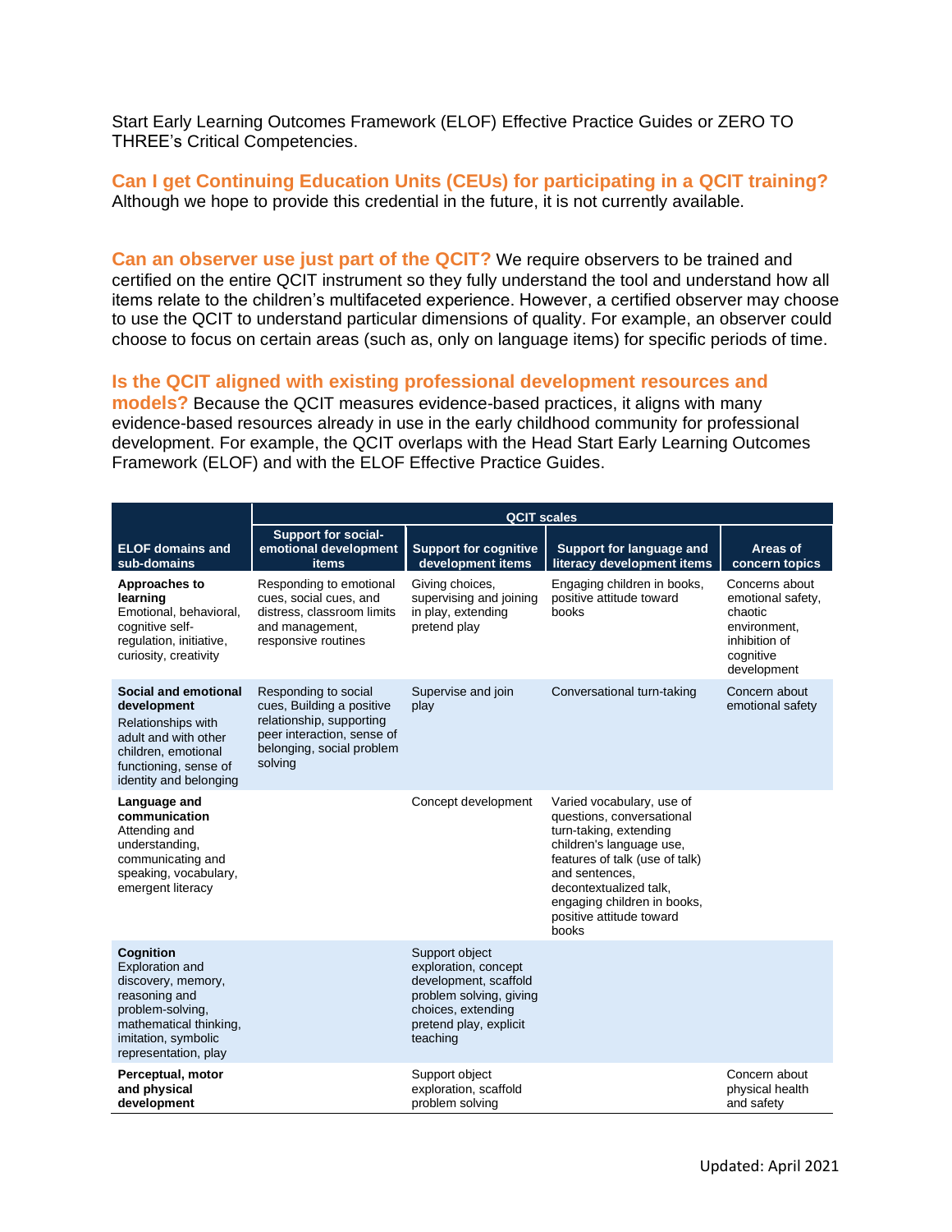Start Early Learning Outcomes Framework (ELOF) Effective Practice Guides or ZERO TO THREE's Critical Competencies.

**Can I get Continuing Education Units (CEUs) for participating in a QCIT training?** Although we hope to provide this credential in the future, it is not currently available.

**Can an observer use just part of the QCIT?** We require observers to be trained and certified on the entire QCIT instrument so they fully understand the tool and understand how all items relate to the children's multifaceted experience. However, a certified observer may choose to use the QCIT to understand particular dimensions of quality. For example, an observer could choose to focus on certain areas (such as, only on language items) for specific periods of time.

**Is the QCIT aligned with existing professional development resources and models?** Because the QCIT measures evidence-based practices, it aligns with many evidence-based resources already in use in the early childhood community for professional development. For example, the QCIT overlaps with the Head Start Early Learning Outcomes Framework (ELOF) and with the ELOF Effective Practice Guides.

| | QCIT scales | | | |
|---|---|---|---|---|
| **ELOF domains and sub-domains** | **Support for social-emotional development items** | **Support for cognitive development items** | **Support for language and literacy development items** | **Areas of concern topics** |
| **Approaches to learning** Emotional, behavioral, cognitive self-regulation, initiative, curiosity, creativity | Responding to emotional cues, social cues, and distress, classroom limits and management, responsive routines | Giving choices, supervising and joining in play, extending pretend play | Engaging children in books, positive attitude toward books | Concerns about emotional safety, chaotic environment, inhibition of cognitive development |
| **Social and emotional development** Relationships with adult and with other children, emotional functioning, sense of identity and belonging | Responding to social cues, Building a positive relationship, supporting peer interaction, sense of belonging, social problem solving | Supervise and join play | Conversational turn-taking | Concern about emotional safety |
| **Language and communication** Attending and understanding, communicating and speaking, vocabulary, emergent literacy | | Concept development | Varied vocabulary, use of questions, conversational turn-taking, extending children's language use, features of talk (use of talk) and sentences, decontextualized talk, engaging children in books, positive attitude toward books | |
| **Cognition** Exploration and discovery, memory, reasoning and problem-solving, mathematical thinking, imitation, symbolic representation, play | | Support object exploration, concept development, scaffold problem solving, giving choices, extending pretend play, explicit teaching | | |
| **Perceptual, motor and physical development** | | Support object exploration, scaffold problem solving | | Concern about physical health and safety |

Updated: April 2021